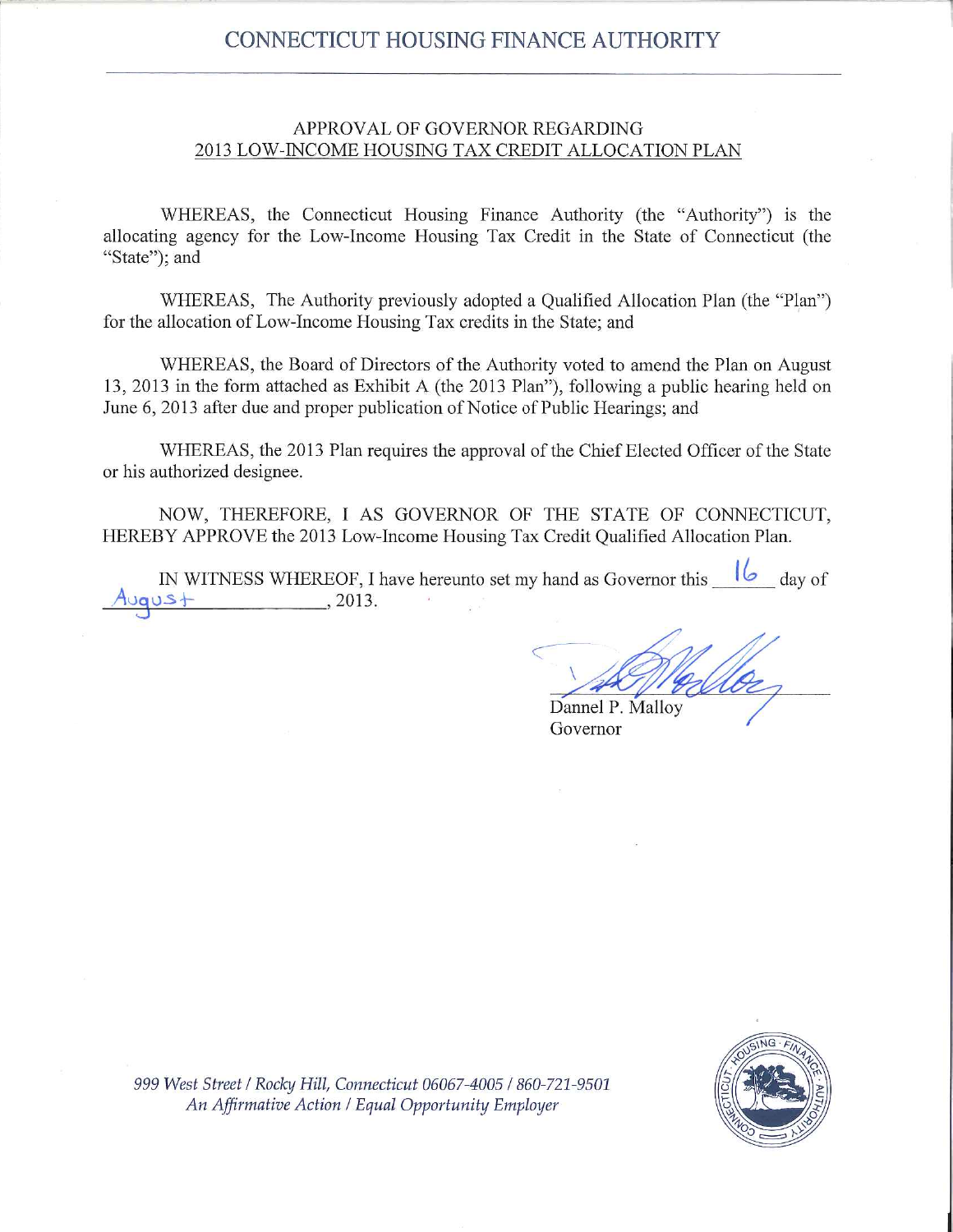# CONNECTICUT HOUSING FINANCE AUTHORITY

## APPROVAL OF GOVERNOR REGARDING 2013 LOW-INCOME HOUSING TAX CREDIT ALLOCATION PLAN

WHEREAS, the Connecticut Housing Finance Authority (the "Authority") is the allocating agency for the Low-Income Housing Tax Credit in the State of Connecticut (the "State"); and

WHEREAS, The Authority previously adopted a Qualified Allocation Plan (the "Plan") for the allocation of Low-Income Housing Tax credits in the State; and

WHEREAS, the Board of Directors of the Authority voted to amend the Plan on August 13, 2013 in the form attached as Exhibit A (the 2013 Plan"), following a public hearing held on June 6, 2013 after due and proper publication of Notice of Public Hearings; and

WHEREAS, the 2013 Plan requires the approval of the Chief Elected Officer of the State or his authorized designee.

NOW, THEREFORE, I AS GOVERNOR OF THE STATE OF CONNECTICUT, HEREBY APPROVE the 2013 Low-Income Housing Tax Credit Qualified Allocation Plan.

IN WITNESS WHEREOF, I have hereunto set my hand as Governor this 16 day of August, 2013.

Dannel P. Malloy
Governor

*999 West Street / Rocky Hill, Connecticut 06067-4005 / 860-721-9501*
*An Affirmative Action / Equal Opportunity Employer*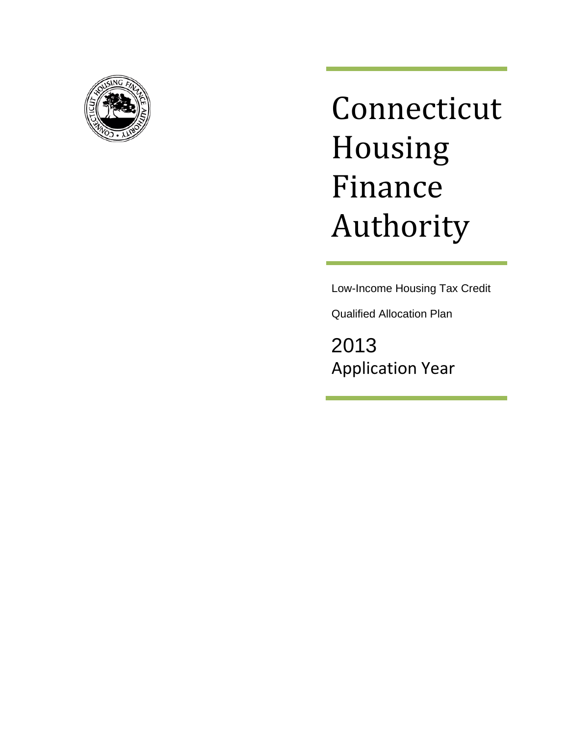# Connecticut Housing Finance Authority

Low-Income Housing Tax Credit

Qualified Allocation Plan

2013

Application Year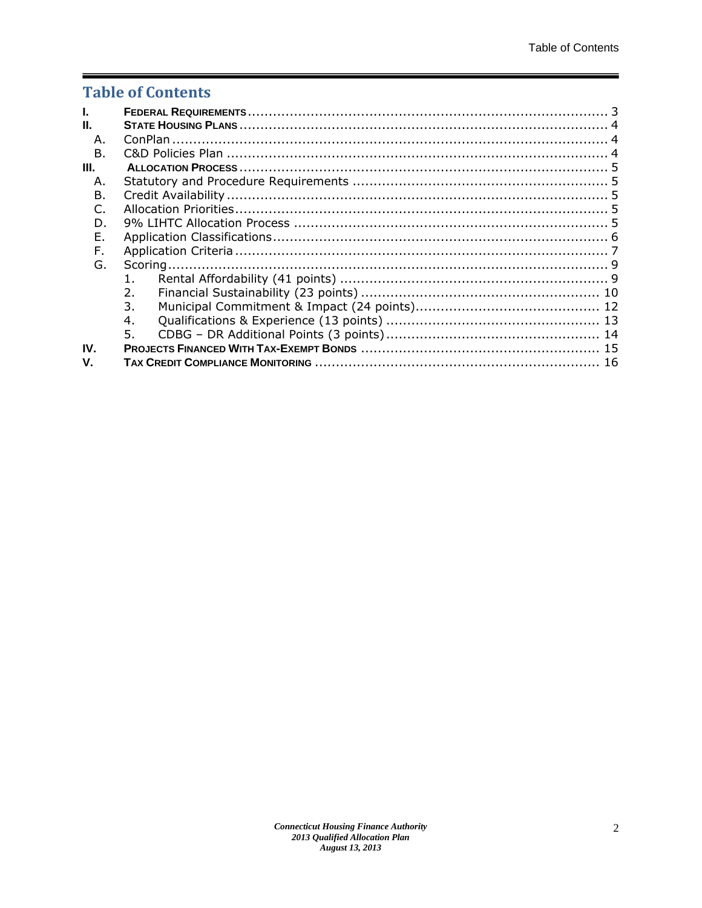# Table of Contents

I. FEDERAL REQUIREMENTS ..... 3

II. STATE HOUSING PLANS ..... 4

- A. ConPlan ..... 4
- B. C&D Policies Plan ..... 4

III. ALLOCATION PROCESS ..... 5

- A. Statutory and Procedure Requirements ..... 5
- B. Credit Availability ..... 5
- C. Allocation Priorities ..... 5
- D. 9% LIHTC Allocation Process ..... 5
- E. Application Classifications ..... 6
- F. Application Criteria ..... 7
- G. Scoring ..... 9
  1. Rental Affordability (41 points) ..... 9
  2. Financial Sustainability (23 points) ..... 10
  3. Municipal Commitment & Impact (24 points) ..... 12
  4. Qualifications & Experience (13 points) ..... 13
  5. CDBG – DR Additional Points (3 points) ..... 14

IV. PROJECTS FINANCED WITH TAX-EXEMPT BONDS ..... 15

V. TAX CREDIT COMPLIANCE MONITORING ..... 16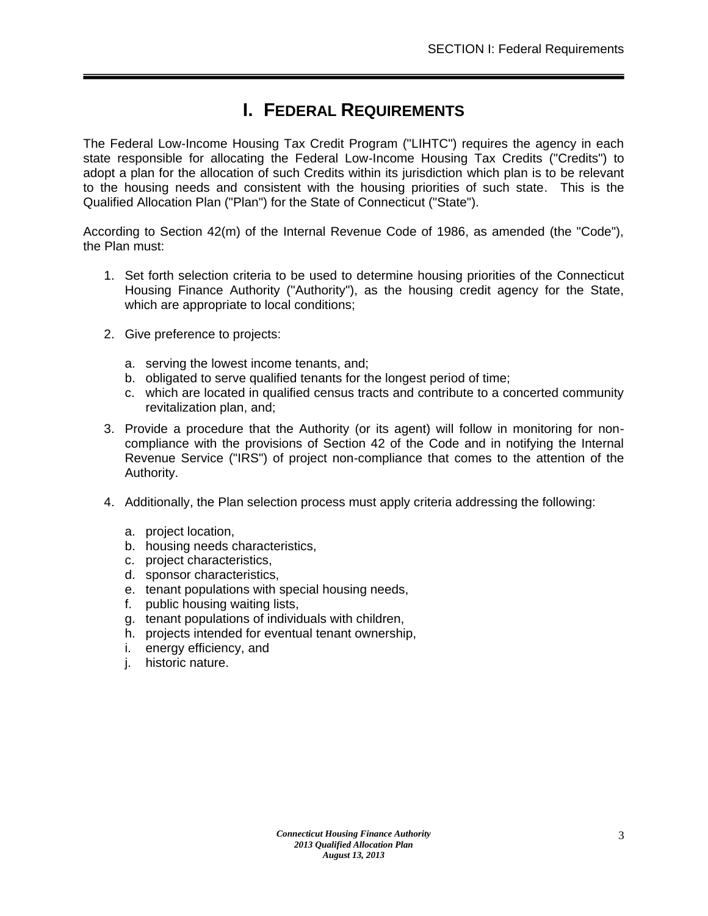# I. FEDERAL REQUIREMENTS

The Federal Low-Income Housing Tax Credit Program ("LIHTC") requires the agency in each state responsible for allocating the Federal Low-Income Housing Tax Credits ("Credits") to adopt a plan for the allocation of such Credits within its jurisdiction which plan is to be relevant to the housing needs and consistent with the housing priorities of such state. This is the Qualified Allocation Plan ("Plan") for the State of Connecticut ("State").

According to Section 42(m) of the Internal Revenue Code of 1986, as amended (the "Code"), the Plan must:

1. Set forth selection criteria to be used to determine housing priorities of the Connecticut Housing Finance Authority ("Authority"), as the housing credit agency for the State, which are appropriate to local conditions;

2. Give preference to projects:

   a. serving the lowest income tenants, and;
   b. obligated to serve qualified tenants for the longest period of time;
   c. which are located in qualified census tracts and contribute to a concerted community revitalization plan, and;

3. Provide a procedure that the Authority (or its agent) will follow in monitoring for non-compliance with the provisions of Section 42 of the Code and in notifying the Internal Revenue Service ("IRS") of project non-compliance that comes to the attention of the Authority.

4. Additionally, the Plan selection process must apply criteria addressing the following:

   a. project location,
   b. housing needs characteristics,
   c. project characteristics,
   d. sponsor characteristics,
   e. tenant populations with special housing needs,
   f. public housing waiting lists,
   g. tenant populations of individuals with children,
   h. projects intended for eventual tenant ownership,
   i. energy efficiency, and
   j. historic nature.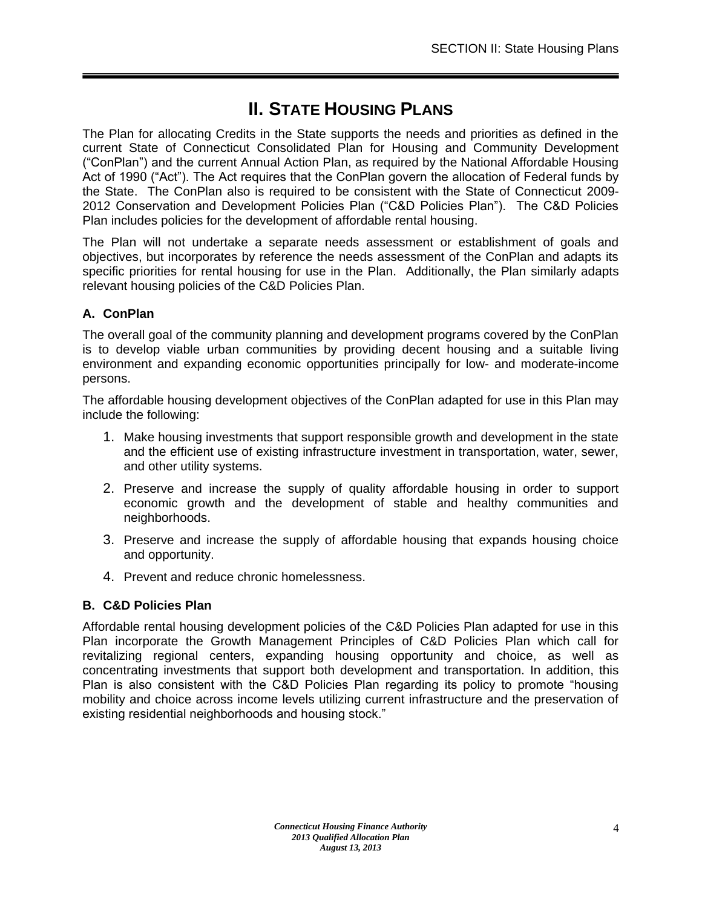# II. STATE HOUSING PLANS

The Plan for allocating Credits in the State supports the needs and priorities as defined in the current State of Connecticut Consolidated Plan for Housing and Community Development ("ConPlan") and the current Annual Action Plan, as required by the National Affordable Housing Act of 1990 ("Act"). The Act requires that the ConPlan govern the allocation of Federal funds by the State. The ConPlan also is required to be consistent with the State of Connecticut 2009-2012 Conservation and Development Policies Plan ("C&D Policies Plan"). The C&D Policies Plan includes policies for the development of affordable rental housing.

The Plan will not undertake a separate needs assessment or establishment of goals and objectives, but incorporates by reference the needs assessment of the ConPlan and adapts its specific priorities for rental housing for use in the Plan. Additionally, the Plan similarly adapts relevant housing policies of the C&D Policies Plan.

### A. ConPlan

The overall goal of the community planning and development programs covered by the ConPlan is to develop viable urban communities by providing decent housing and a suitable living environment and expanding economic opportunities principally for low- and moderate-income persons.

The affordable housing development objectives of the ConPlan adapted for use in this Plan may include the following:

1. Make housing investments that support responsible growth and development in the state and the efficient use of existing infrastructure investment in transportation, water, sewer, and other utility systems.
2. Preserve and increase the supply of quality affordable housing in order to support economic growth and the development of stable and healthy communities and neighborhoods.
3. Preserve and increase the supply of affordable housing that expands housing choice and opportunity.
4. Prevent and reduce chronic homelessness.

### B. C&D Policies Plan

Affordable rental housing development policies of the C&D Policies Plan adapted for use in this Plan incorporate the Growth Management Principles of C&D Policies Plan which call for revitalizing regional centers, expanding housing opportunity and choice, as well as concentrating investments that support both development and transportation. In addition, this Plan is also consistent with the C&D Policies Plan regarding its policy to promote "housing mobility and choice across income levels utilizing current infrastructure and the preservation of existing residential neighborhoods and housing stock."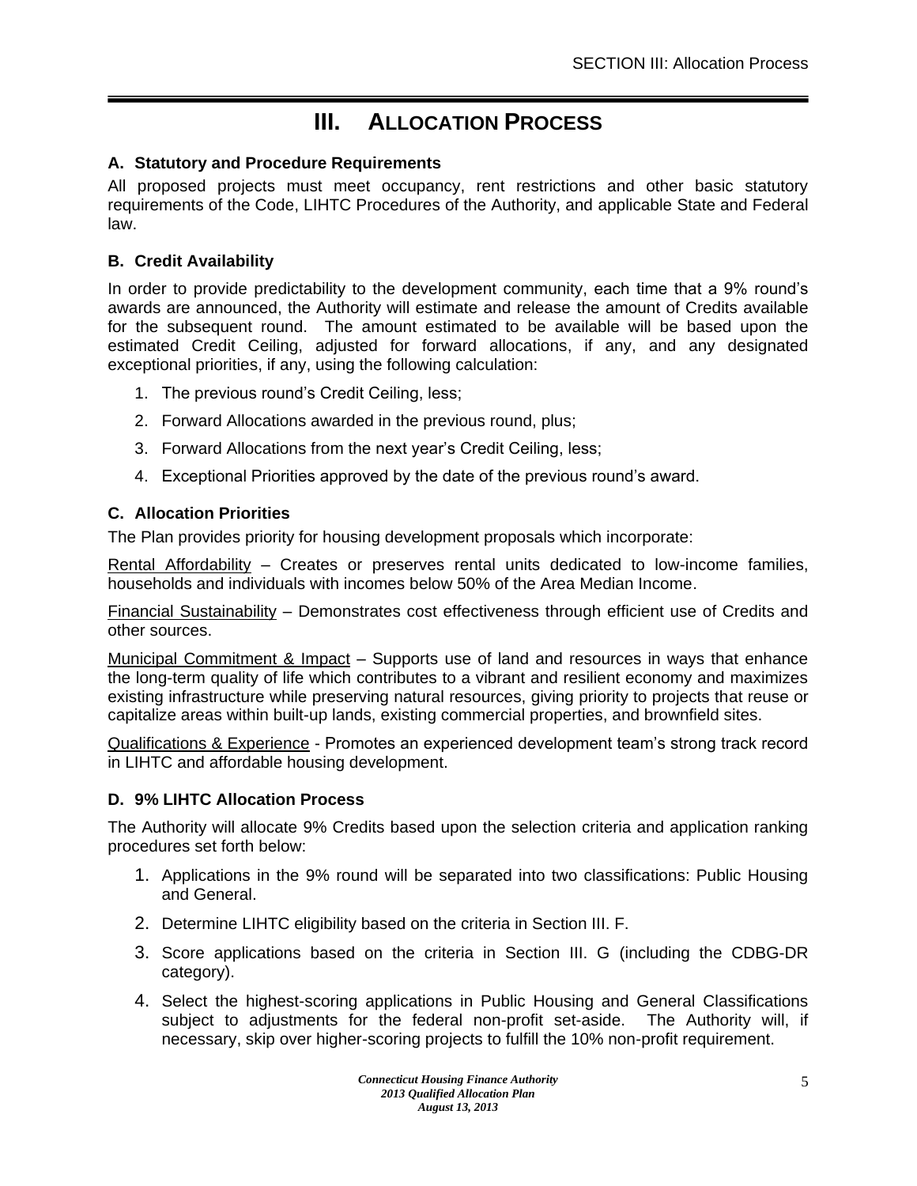# III. ALLOCATION PROCESS

### A. Statutory and Procedure Requirements

All proposed projects must meet occupancy, rent restrictions and other basic statutory requirements of the Code, LIHTC Procedures of the Authority, and applicable State and Federal law.

### B. Credit Availability

In order to provide predictability to the development community, each time that a 9% round's awards are announced, the Authority will estimate and release the amount of Credits available for the subsequent round. The amount estimated to be available will be based upon the estimated Credit Ceiling, adjusted for forward allocations, if any, and any designated exceptional priorities, if any, using the following calculation:

1. The previous round's Credit Ceiling, less;
2. Forward Allocations awarded in the previous round, plus;
3. Forward Allocations from the next year's Credit Ceiling, less;
4. Exceptional Priorities approved by the date of the previous round's award.

### C. Allocation Priorities

The Plan provides priority for housing development proposals which incorporate:

Rental Affordability – Creates or preserves rental units dedicated to low-income families, households and individuals with incomes below 50% of the Area Median Income.

Financial Sustainability – Demonstrates cost effectiveness through efficient use of Credits and other sources.

Municipal Commitment & Impact – Supports use of land and resources in ways that enhance the long-term quality of life which contributes to a vibrant and resilient economy and maximizes existing infrastructure while preserving natural resources, giving priority to projects that reuse or capitalize areas within built-up lands, existing commercial properties, and brownfield sites.

Qualifications & Experience - Promotes an experienced development team's strong track record in LIHTC and affordable housing development.

### D. 9% LIHTC Allocation Process

The Authority will allocate 9% Credits based upon the selection criteria and application ranking procedures set forth below:

1. Applications in the 9% round will be separated into two classifications: Public Housing and General.
2. Determine LIHTC eligibility based on the criteria in Section III. F.
3. Score applications based on the criteria in Section III. G (including the CDBG-DR category).
4. Select the highest-scoring applications in Public Housing and General Classifications subject to adjustments for the federal non-profit set-aside. The Authority will, if necessary, skip over higher-scoring projects to fulfill the 10% non-profit requirement.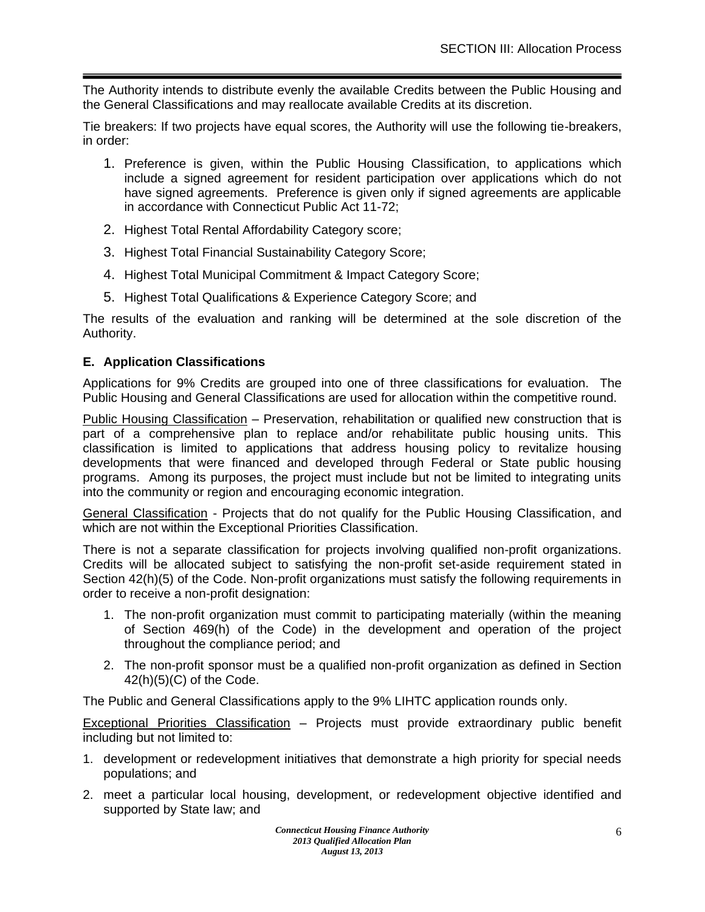The Authority intends to distribute evenly the available Credits between the Public Housing and the General Classifications and may reallocate available Credits at its discretion.

Tie breakers: If two projects have equal scores, the Authority will use the following tie-breakers, in order:

1. Preference is given, within the Public Housing Classification, to applications which include a signed agreement for resident participation over applications which do not have signed agreements. Preference is given only if signed agreements are applicable in accordance with Connecticut Public Act 11-72;
2. Highest Total Rental Affordability Category score;
3. Highest Total Financial Sustainability Category Score;
4. Highest Total Municipal Commitment & Impact Category Score;
5. Highest Total Qualifications & Experience Category Score; and

The results of the evaluation and ranking will be determined at the sole discretion of the Authority.

### E. Application Classifications

Applications for 9% Credits are grouped into one of three classifications for evaluation. The Public Housing and General Classifications are used for allocation within the competitive round.

Public Housing Classification – Preservation, rehabilitation or qualified new construction that is part of a comprehensive plan to replace and/or rehabilitate public housing units. This classification is limited to applications that address housing policy to revitalize housing developments that were financed and developed through Federal or State public housing programs. Among its purposes, the project must include but not be limited to integrating units into the community or region and encouraging economic integration.

General Classification - Projects that do not qualify for the Public Housing Classification, and which are not within the Exceptional Priorities Classification.

There is not a separate classification for projects involving qualified non-profit organizations. Credits will be allocated subject to satisfying the non-profit set-aside requirement stated in Section 42(h)(5) of the Code. Non-profit organizations must satisfy the following requirements in order to receive a non-profit designation:

1. The non-profit organization must commit to participating materially (within the meaning of Section 469(h) of the Code) in the development and operation of the project throughout the compliance period; and
2. The non-profit sponsor must be a qualified non-profit organization as defined in Section 42(h)(5)(C) of the Code.

The Public and General Classifications apply to the 9% LIHTC application rounds only.

Exceptional Priorities Classification – Projects must provide extraordinary public benefit including but not limited to:

1. development or redevelopment initiatives that demonstrate a high priority for special needs populations; and
2. meet a particular local housing, development, or redevelopment objective identified and supported by State law; and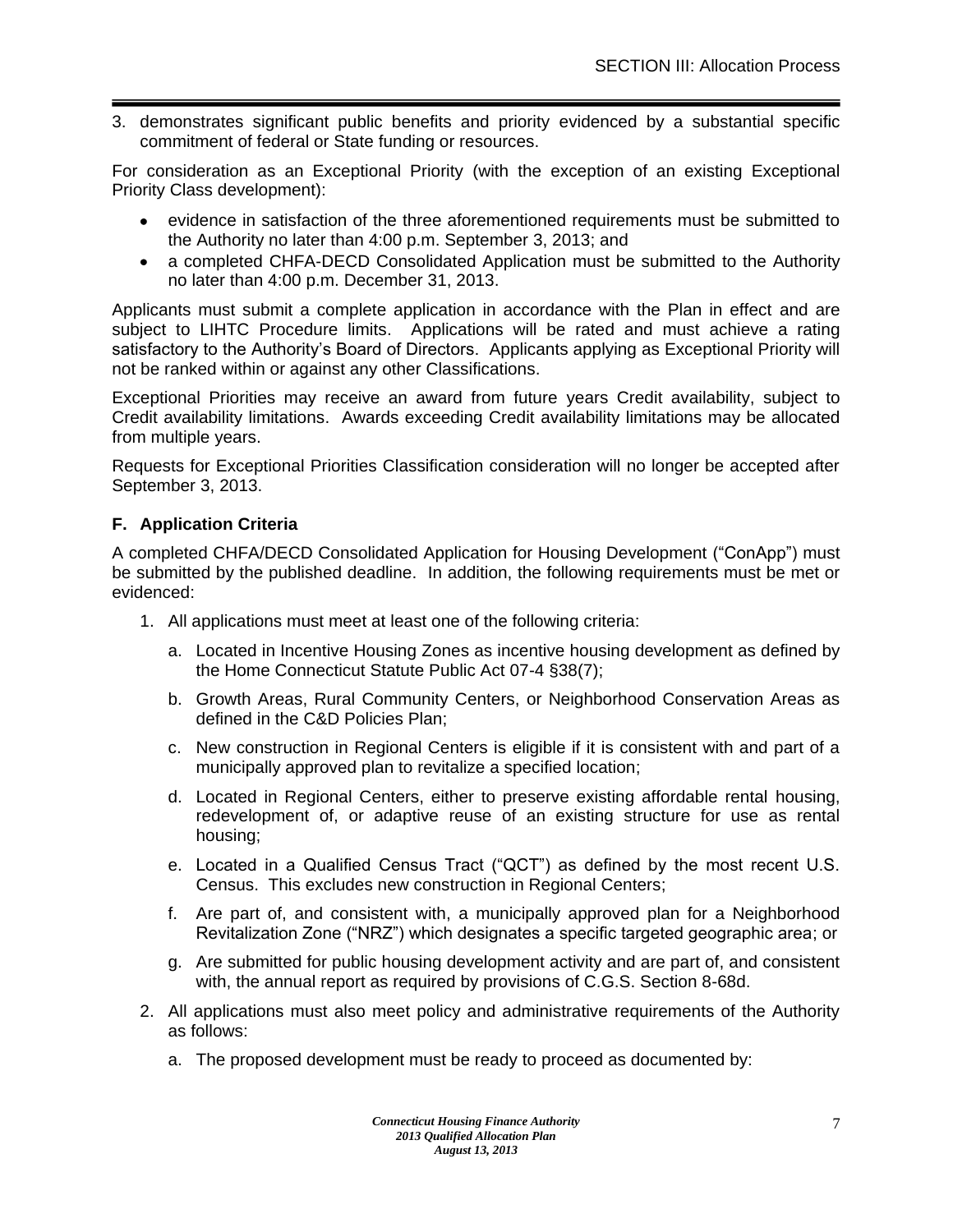3. demonstrates significant public benefits and priority evidenced by a substantial specific commitment of federal or State funding or resources.

For consideration as an Exceptional Priority (with the exception of an existing Exceptional Priority Class development):

- evidence in satisfaction of the three aforementioned requirements must be submitted to the Authority no later than 4:00 p.m. September 3, 2013; and
- a completed CHFA-DECD Consolidated Application must be submitted to the Authority no later than 4:00 p.m. December 31, 2013.

Applicants must submit a complete application in accordance with the Plan in effect and are subject to LIHTC Procedure limits. Applications will be rated and must achieve a rating satisfactory to the Authority's Board of Directors. Applicants applying as Exceptional Priority will not be ranked within or against any other Classifications.

Exceptional Priorities may receive an award from future years Credit availability, subject to Credit availability limitations. Awards exceeding Credit availability limitations may be allocated from multiple years.

Requests for Exceptional Priorities Classification consideration will no longer be accepted after September 3, 2013.

### F. Application Criteria

A completed CHFA/DECD Consolidated Application for Housing Development ("ConApp") must be submitted by the published deadline. In addition, the following requirements must be met or evidenced:

1. All applications must meet at least one of the following criteria:

   a. Located in Incentive Housing Zones as incentive housing development as defined by the Home Connecticut Statute Public Act 07-4 §38(7);

   b. Growth Areas, Rural Community Centers, or Neighborhood Conservation Areas as defined in the C&D Policies Plan;

   c. New construction in Regional Centers is eligible if it is consistent with and part of a municipally approved plan to revitalize a specified location;

   d. Located in Regional Centers, either to preserve existing affordable rental housing, redevelopment of, or adaptive reuse of an existing structure for use as rental housing;

   e. Located in a Qualified Census Tract ("QCT") as defined by the most recent U.S. Census. This excludes new construction in Regional Centers;

   f. Are part of, and consistent with, a municipally approved plan for a Neighborhood Revitalization Zone ("NRZ") which designates a specific targeted geographic area; or

   g. Are submitted for public housing development activity and are part of, and consistent with, the annual report as required by provisions of C.G.S. Section 8-68d.

2. All applications must also meet policy and administrative requirements of the Authority as follows:

   a. The proposed development must be ready to proceed as documented by: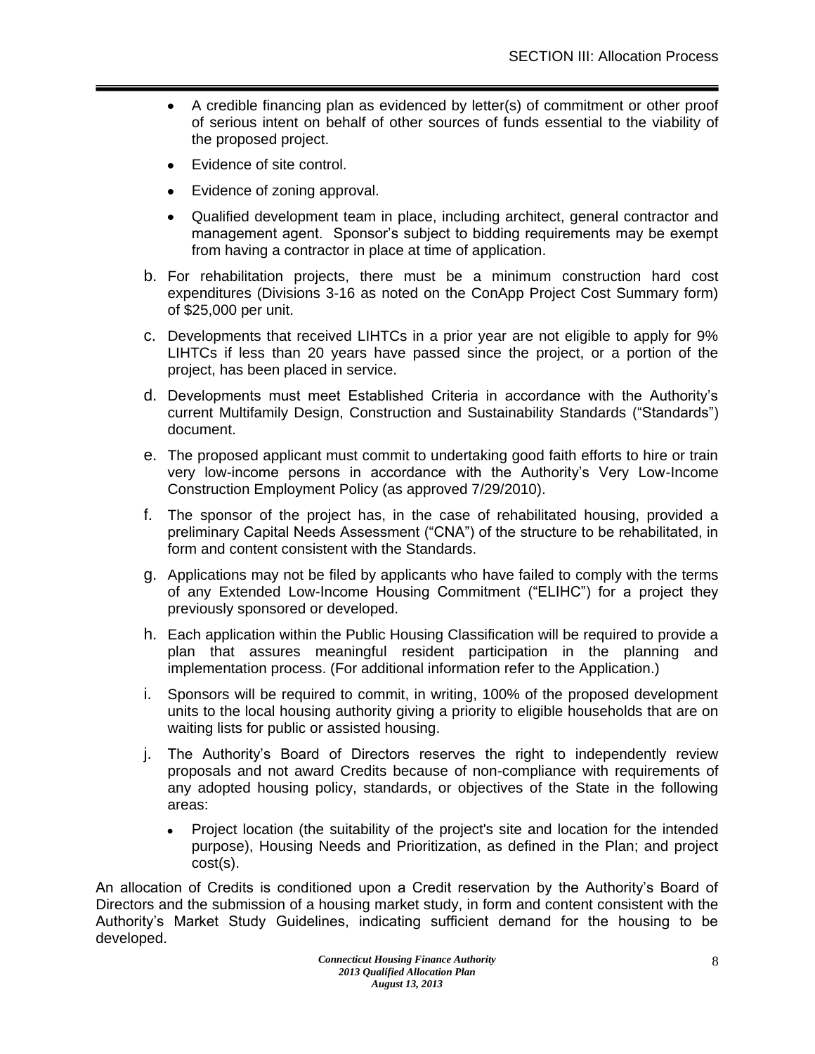- A credible financing plan as evidenced by letter(s) of commitment or other proof of serious intent on behalf of other sources of funds essential to the viability of the proposed project.
- Evidence of site control.
- Evidence of zoning approval.
- Qualified development team in place, including architect, general contractor and management agent. Sponsor's subject to bidding requirements may be exempt from having a contractor in place at time of application.

b. For rehabilitation projects, there must be a minimum construction hard cost expenditures (Divisions 3-16 as noted on the ConApp Project Cost Summary form) of $25,000 per unit.

c. Developments that received LIHTCs in a prior year are not eligible to apply for 9% LIHTCs if less than 20 years have passed since the project, or a portion of the project, has been placed in service.

d. Developments must meet Established Criteria in accordance with the Authority's current Multifamily Design, Construction and Sustainability Standards ("Standards") document.

e. The proposed applicant must commit to undertaking good faith efforts to hire or train very low-income persons in accordance with the Authority's Very Low-Income Construction Employment Policy (as approved 7/29/2010).

f. The sponsor of the project has, in the case of rehabilitated housing, provided a preliminary Capital Needs Assessment ("CNA") of the structure to be rehabilitated, in form and content consistent with the Standards.

g. Applications may not be filed by applicants who have failed to comply with the terms of any Extended Low-Income Housing Commitment ("ELIHC") for a project they previously sponsored or developed.

h. Each application within the Public Housing Classification will be required to provide a plan that assures meaningful resident participation in the planning and implementation process. (For additional information refer to the Application.)

i. Sponsors will be required to commit, in writing, 100% of the proposed development units to the local housing authority giving a priority to eligible households that are on waiting lists for public or assisted housing.

j. The Authority's Board of Directors reserves the right to independently review proposals and not award Credits because of non-compliance with requirements of any adopted housing policy, standards, or objectives of the State in the following areas:

   - Project location (the suitability of the project's site and location for the intended purpose), Housing Needs and Prioritization, as defined in the Plan; and project cost(s).

An allocation of Credits is conditioned upon a Credit reservation by the Authority's Board of Directors and the submission of a housing market study, in form and content consistent with the Authority's Market Study Guidelines, indicating sufficient demand for the housing to be developed.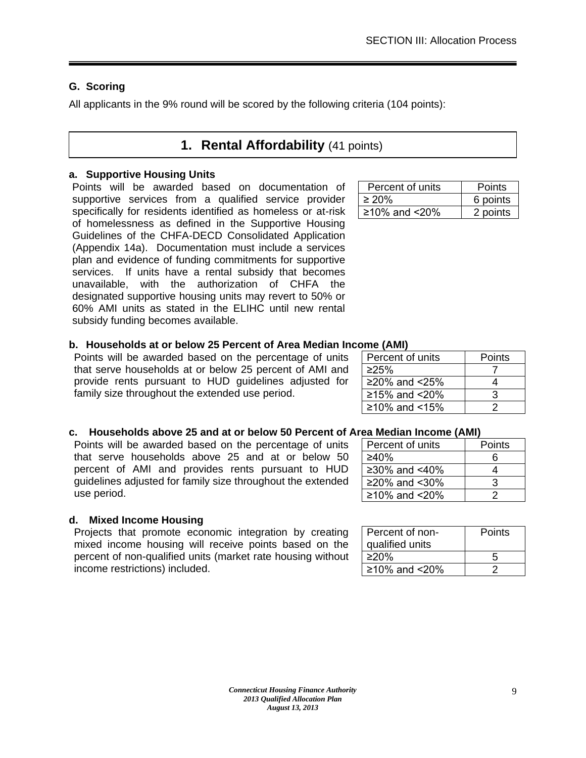### G. Scoring

All applicants in the 9% round will be scored by the following criteria (104 points):

## 1. Rental Affordability (41 points)

**a. Supportive Housing Units**

Points will be awarded based on documentation of supportive services from a qualified service provider specifically for residents identified as homeless or at-risk of homelessness as defined in the Supportive Housing Guidelines of the CHFA-DECD Consolidated Application (Appendix 14a). Documentation must include a services plan and evidence of funding commitments for supportive services. If units have a rental subsidy that becomes unavailable, with the authorization of CHFA the designated supportive housing units may revert to 50% or 60% AMI units as stated in the ELIHC until new rental subsidy funding becomes available.

| Percent of units | Points |
|---|---|
| ≥ 20% | 6 points |
| ≥10% and <20% | 2 points |

**b. Households at or below 25 Percent of Area Median Income (AMI)**

Points will be awarded based on the percentage of units that serve households at or below 25 percent of AMI and provide rents pursuant to HUD guidelines adjusted for family size throughout the extended use period.

| Percent of units | Points |
|---|---|
| ≥25% | 7 |
| ≥20% and <25% | 4 |
| ≥15% and <20% | 3 |
| ≥10% and <15% | 2 |

**c. Households above 25 and at or below 50 Percent of Area Median Income (AMI)**

Points will be awarded based on the percentage of units that serve households above 25 and at or below 50 percent of AMI and provides rents pursuant to HUD guidelines adjusted for family size throughout the extended use period.

| Percent of units | Points |
|---|---|
| ≥40% | 6 |
| ≥30% and <40% | 4 |
| ≥20% and <30% | 3 |
| ≥10% and <20% | 2 |

**d. Mixed Income Housing**

Projects that promote economic integration by creating mixed income housing will receive points based on the percent of non-qualified units (market rate housing without income restrictions) included.

| Percent of non-qualified units | Points |
|---|---|
| ≥20% | 5 |
| ≥10% and <20% | 2 |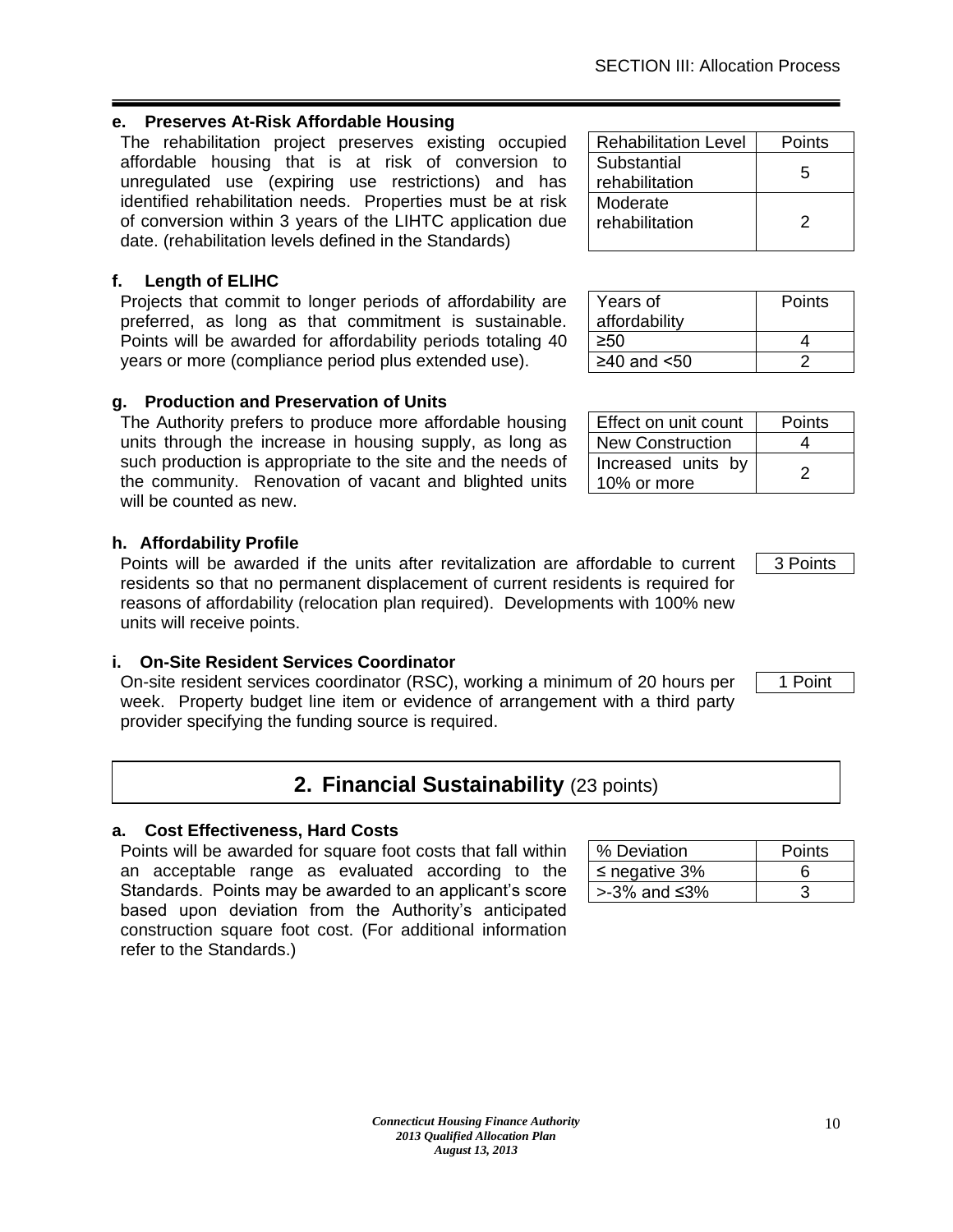#### e. Preserves At-Risk Affordable Housing

The rehabilitation project preserves existing occupied affordable housing that is at risk of conversion to unregulated use (expiring use restrictions) and has identified rehabilitation needs. Properties must be at risk of conversion within 3 years of the LIHTC application due date. (rehabilitation levels defined in the Standards)

| Rehabilitation Level | Points |
|---|---|
| Substantial rehabilitation | 5 |
| Moderate rehabilitation | 2 |

#### f. Length of ELIHC

Projects that commit to longer periods of affordability are preferred, as long as that commitment is sustainable. Points will be awarded for affordability periods totaling 40 years or more (compliance period plus extended use).

| Years of affordability | Points |
|---|---|
| ≥50 | 4 |
| ≥40 and <50 | 2 |

#### g. Production and Preservation of Units

The Authority prefers to produce more affordable housing units through the increase in housing supply, as long as such production is appropriate to the site and the needs of the community. Renovation of vacant and blighted units will be counted as new.

| Effect on unit count | Points |
|---|---|
| New Construction | 4 |
| Increased units by 10% or more | 2 |

#### h. Affordability Profile

Points will be awarded if the units after revitalization are affordable to current residents so that no permanent displacement of current residents is required for reasons of affordability (relocation plan required). Developments with 100% new units will receive points.

3 Points

#### i. On-Site Resident Services Coordinator

On-site resident services coordinator (RSC), working a minimum of 20 hours per week. Property budget line item or evidence of arrangement with a third party provider specifying the funding source is required.

1 Point

## 2. Financial Sustainability (23 points)

#### a. Cost Effectiveness, Hard Costs

Points will be awarded for square foot costs that fall within an acceptable range as evaluated according to the Standards. Points may be awarded to an applicant's score based upon deviation from the Authority's anticipated construction square foot cost. (For additional information refer to the Standards.)

| % Deviation | Points |
|---|---|
| ≤ negative 3% | 6 |
| >-3% and ≤3% | 3 |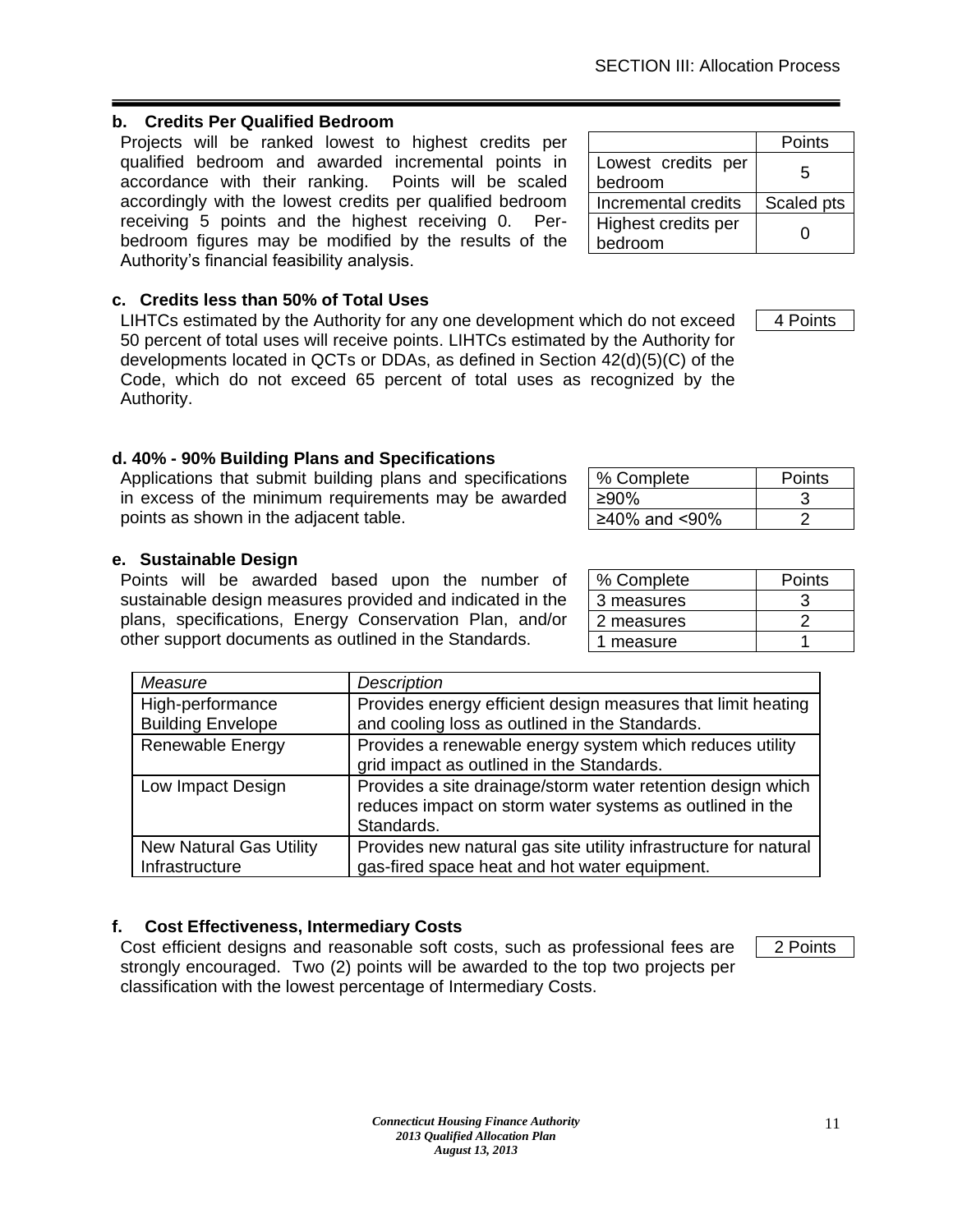### b. Credits Per Qualified Bedroom

Projects will be ranked lowest to highest credits per qualified bedroom and awarded incremental points in accordance with their ranking. Points will be scaled accordingly with the lowest credits per qualified bedroom receiving 5 points and the highest receiving 0. Per-bedroom figures may be modified by the results of the Authority's financial feasibility analysis.

| | Points |
|---|---|
| Lowest credits per bedroom | 5 |
| Incremental credits | Scaled pts |
| Highest credits per bedroom | 0 |

### c. Credits less than 50% of Total Uses

4 Points

LIHTCs estimated by the Authority for any one development which do not exceed 50 percent of total uses will receive points. LIHTCs estimated by the Authority for developments located in QCTs or DDAs, as defined in Section 42(d)(5)(C) of the Code, which do not exceed 65 percent of total uses as recognized by the Authority.

### d. 40% - 90% Building Plans and Specifications

Applications that submit building plans and specifications in excess of the minimum requirements may be awarded points as shown in the adjacent table.

| % Complete | Points |
|---|---|
| ≥90% | 3 |
| ≥40% and <90% | 2 |

### e. Sustainable Design

Points will be awarded based upon the number of sustainable design measures provided and indicated in the plans, specifications, Energy Conservation Plan, and/or other support documents as outlined in the Standards.

| % Complete | Points |
|---|---|
| 3 measures | 3 |
| 2 measures | 2 |
| 1 measure | 1 |

| *Measure* | *Description* |
|---|---|
| High-performance Building Envelope | Provides energy efficient design measures that limit heating and cooling loss as outlined in the Standards. |
| Renewable Energy | Provides a renewable energy system which reduces utility grid impact as outlined in the Standards. |
| Low Impact Design | Provides a site drainage/storm water retention design which reduces impact on storm water systems as outlined in the Standards. |
| New Natural Gas Utility Infrastructure | Provides new natural gas site utility infrastructure for natural gas-fired space heat and hot water equipment. |

### f. Cost Effectiveness, Intermediary Costs

2 Points

Cost efficient designs and reasonable soft costs, such as professional fees are strongly encouraged. Two (2) points will be awarded to the top two projects per classification with the lowest percentage of Intermediary Costs.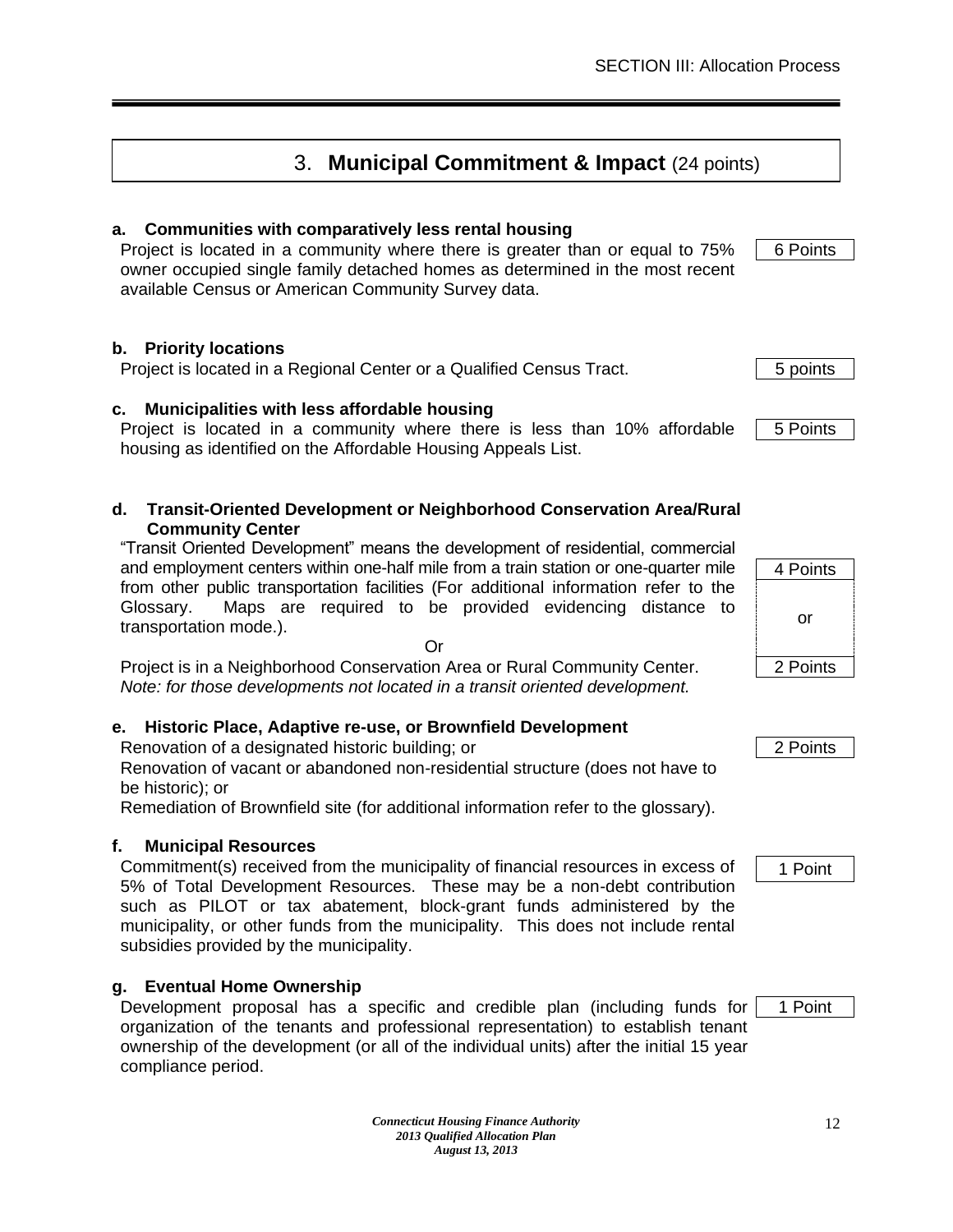## 3. **Municipal Commitment & Impact** (24 points)

**a. Communities with comparatively less rental housing**

Project is located in a community where there is greater than or equal to 75% owner occupied single family detached homes as determined in the most recent available Census or American Community Survey data. — 6 Points

**b. Priority locations**

Project is located in a Regional Center or a Qualified Census Tract. — 5 points

**c. Municipalities with less affordable housing**

Project is located in a community where there is less than 10% affordable housing as identified on the Affordable Housing Appeals List. — 5 Points

**d. Transit-Oriented Development or Neighborhood Conservation Area/Rural Community Center**

"Transit Oriented Development" means the development of residential, commercial and employment centers within one-half mile from a train station or one-quarter mile from other public transportation facilities (For additional information refer to the Glossary. Maps are required to be provided evidencing distance to transportation mode.). — 4 Points

Or

Project is in a Neighborhood Conservation Area or Rural Community Center. — 2 Points

*Note: for those developments not located in a transit oriented development.*

**e. Historic Place, Adaptive re-use, or Brownfield Development** — 2 Points

Renovation of a designated historic building; or

Renovation of vacant or abandoned non-residential structure (does not have to be historic); or

Remediation of Brownfield site (for additional information refer to the glossary).

**f. Municipal Resources**

Commitment(s) received from the municipality of financial resources in excess of 5% of Total Development Resources. These may be a non-debt contribution such as PILOT or tax abatement, block-grant funds administered by the municipality, or other funds from the municipality. This does not include rental subsidies provided by the municipality. — 1 Point

**g. Eventual Home Ownership**

Development proposal has a specific and credible plan (including funds for organization of the tenants and professional representation) to establish tenant ownership of the development (or all of the individual units) after the initial 15 year compliance period. — 1 Point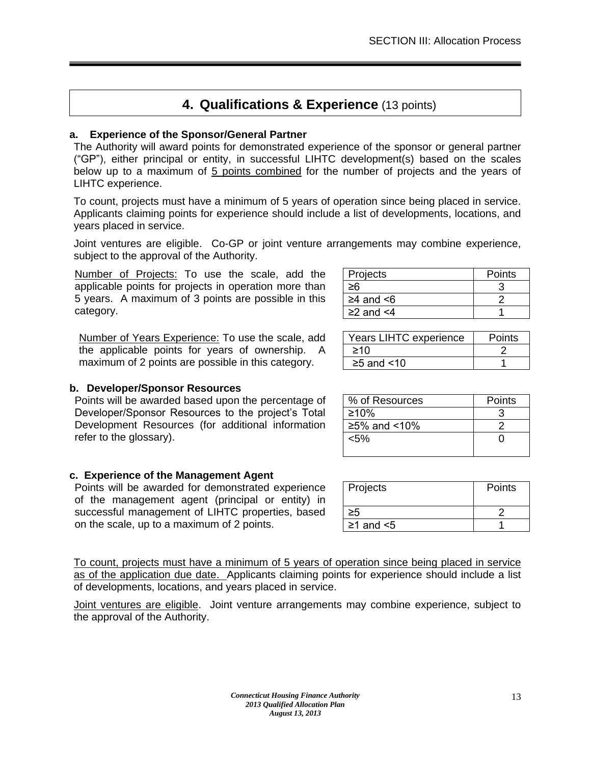## 4. Qualifications & Experience (13 points)

**a. Experience of the Sponsor/General Partner**

The Authority will award points for demonstrated experience of the sponsor or general partner ("GP"), either principal or entity, in successful LIHTC development(s) based on the scales below up to a maximum of 5 points combined for the number of projects and the years of LIHTC experience.

To count, projects must have a minimum of 5 years of operation since being placed in service. Applicants claiming points for experience should include a list of developments, locations, and years placed in service.

Joint ventures are eligible. Co-GP or joint venture arrangements may combine experience, subject to the approval of the Authority.

Number of Projects: To use the scale, add the applicable points for projects in operation more than 5 years. A maximum of 3 points are possible in this category.

| Projects | Points |
|---|---|
| ≥6 | 3 |
| ≥4 and <6 | 2 |
| ≥2 and <4 | 1 |

Number of Years Experience: To use the scale, add the applicable points for years of ownership. A maximum of 2 points are possible in this category.

| Years LIHTC experience | Points |
|---|---|
| ≥10 | 2 |
| ≥5 and <10 | 1 |

**b. Developer/Sponsor Resources**

Points will be awarded based upon the percentage of Developer/Sponsor Resources to the project's Total Development Resources (for additional information refer to the glossary).

| % of Resources | Points |
|---|---|
| ≥10% | 3 |
| ≥5% and <10% | 2 |
| <5% | 0 |

**c. Experience of the Management Agent**

Points will be awarded for demonstrated experience of the management agent (principal or entity) in successful management of LIHTC properties, based on the scale, up to a maximum of 2 points.

| Projects | Points |
|---|---|
| ≥5 | 2 |
| ≥1 and <5 | 1 |

To count, projects must have a minimum of 5 years of operation since being placed in service as of the application due date. Applicants claiming points for experience should include a list of developments, locations, and years placed in service.

Joint ventures are eligible. Joint venture arrangements may combine experience, subject to the approval of the Authority.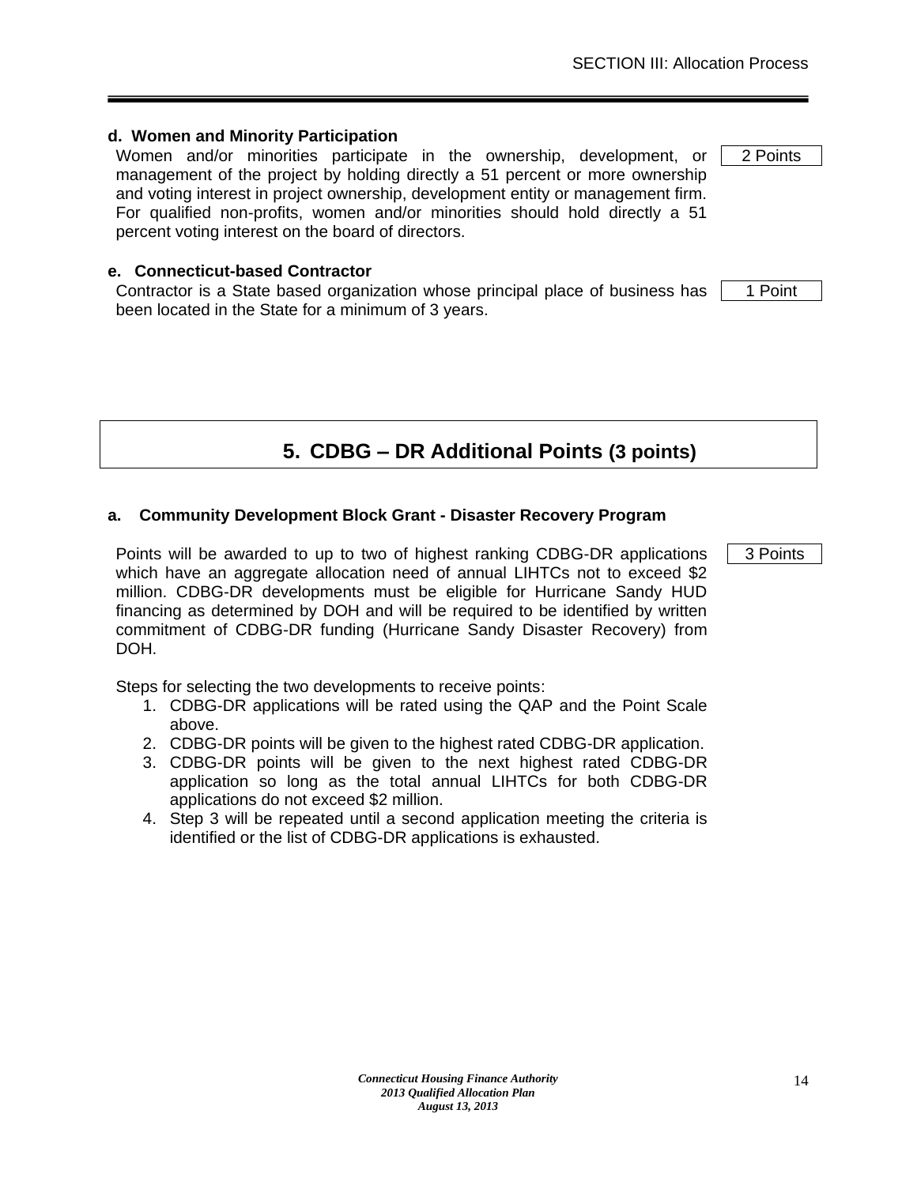#### d. Women and Minority Participation

Women and/or minorities participate in the ownership, development, or management of the project by holding directly a 51 percent or more ownership and voting interest in project ownership, development entity or management firm. For qualified non-profits, women and/or minorities should hold directly a 51 percent voting interest on the board of directors.

2 Points

#### e. Connecticut-based Contractor

Contractor is a State based organization whose principal place of business has been located in the State for a minimum of 3 years.

1 Point

## 5. CDBG – DR Additional Points (3 points)

#### a. Community Development Block Grant - Disaster Recovery Program

Points will be awarded to up to two of highest ranking CDBG-DR applications which have an aggregate allocation need of annual LIHTCs not to exceed $2 million. CDBG-DR developments must be eligible for Hurricane Sandy HUD financing as determined by DOH and will be required to be identified by written commitment of CDBG-DR funding (Hurricane Sandy Disaster Recovery) from DOH.

3 Points

Steps for selecting the two developments to receive points:

1. CDBG-DR applications will be rated using the QAP and the Point Scale above.
2. CDBG-DR points will be given to the highest rated CDBG-DR application.
3. CDBG-DR points will be given to the next highest rated CDBG-DR application so long as the total annual LIHTCs for both CDBG-DR applications do not exceed $2 million.
4. Step 3 will be repeated until a second application meeting the criteria is identified or the list of CDBG-DR applications is exhausted.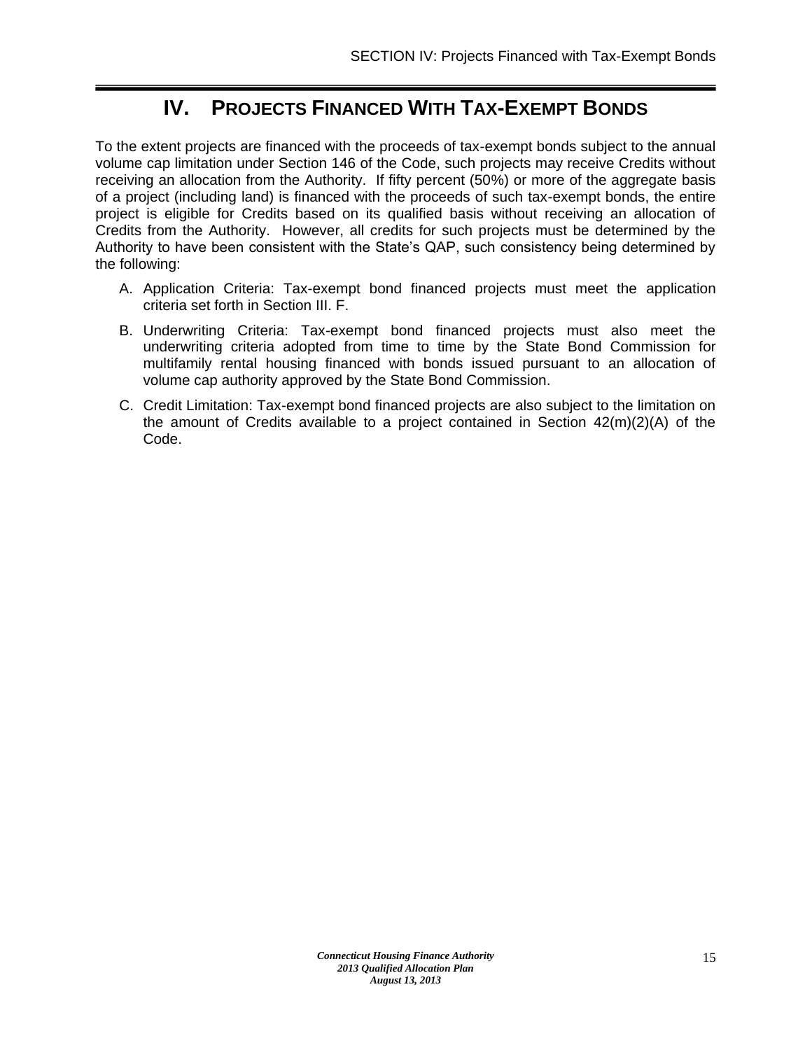# IV. PROJECTS FINANCED WITH TAX-EXEMPT BONDS

To the extent projects are financed with the proceeds of tax-exempt bonds subject to the annual volume cap limitation under Section 146 of the Code, such projects may receive Credits without receiving an allocation from the Authority. If fifty percent (50%) or more of the aggregate basis of a project (including land) is financed with the proceeds of such tax-exempt bonds, the entire project is eligible for Credits based on its qualified basis without receiving an allocation of Credits from the Authority. However, all credits for such projects must be determined by the Authority to have been consistent with the State's QAP, such consistency being determined by the following:

A. Application Criteria: Tax-exempt bond financed projects must meet the application criteria set forth in Section III. F.

B. Underwriting Criteria: Tax-exempt bond financed projects must also meet the underwriting criteria adopted from time to time by the State Bond Commission for multifamily rental housing financed with bonds issued pursuant to an allocation of volume cap authority approved by the State Bond Commission.

C. Credit Limitation: Tax-exempt bond financed projects are also subject to the limitation on the amount of Credits available to a project contained in Section 42(m)(2)(A) of the Code.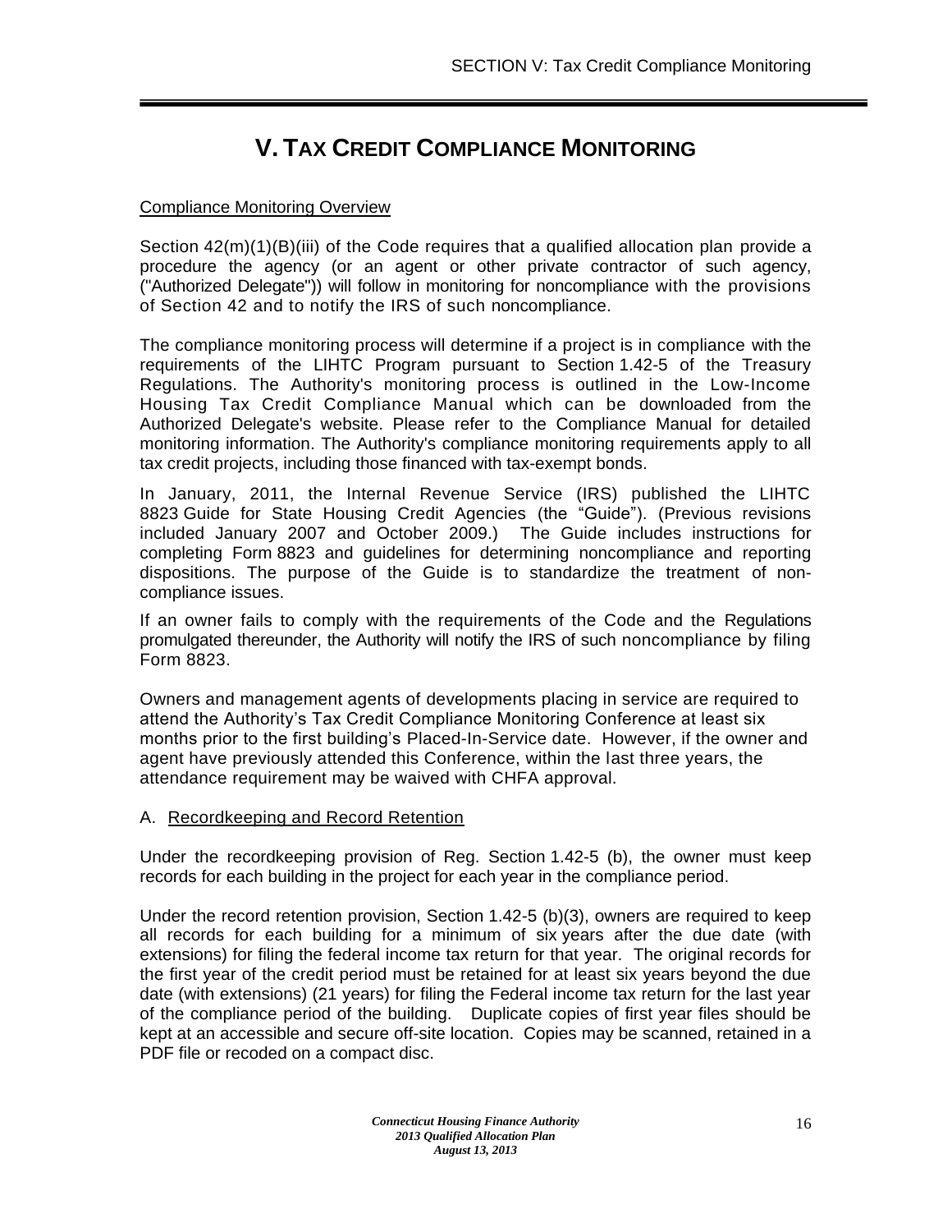# V. TAX CREDIT COMPLIANCE MONITORING

Compliance Monitoring Overview

Section 42(m)(1)(B)(iii) of the Code requires that a qualified allocation plan provide a procedure the agency (or an agent or other private contractor of such agency, ("Authorized Delegate")) will follow in monitoring for noncompliance with the provisions of Section 42 and to notify the IRS of such noncompliance.

The compliance monitoring process will determine if a project is in compliance with the requirements of the LIHTC Program pursuant to Section 1.42-5 of the Treasury Regulations. The Authority's monitoring process is outlined in the Low-Income Housing Tax Credit Compliance Manual which can be downloaded from the Authorized Delegate's website. Please refer to the Compliance Manual for detailed monitoring information. The Authority's compliance monitoring requirements apply to all tax credit projects, including those financed with tax-exempt bonds.

In January, 2011, the Internal Revenue Service (IRS) published the LIHTC 8823 Guide for State Housing Credit Agencies (the "Guide"). (Previous revisions included January 2007 and October 2009.) The Guide includes instructions for completing Form 8823 and guidelines for determining noncompliance and reporting dispositions. The purpose of the Guide is to standardize the treatment of non-compliance issues.

If an owner fails to comply with the requirements of the Code and the Regulations promulgated thereunder, the Authority will notify the IRS of such noncompliance by filing Form 8823.

Owners and management agents of developments placing in service are required to attend the Authority's Tax Credit Compliance Monitoring Conference at least six months prior to the first building's Placed-In-Service date. However, if the owner and agent have previously attended this Conference, within the last three years, the attendance requirement may be waived with CHFA approval.

A. Recordkeeping and Record Retention

Under the recordkeeping provision of Reg. Section 1.42-5 (b), the owner must keep records for each building in the project for each year in the compliance period.

Under the record retention provision, Section 1.42-5 (b)(3), owners are required to keep all records for each building for a minimum of six years after the due date (with extensions) for filing the federal income tax return for that year. The original records for the first year of the credit period must be retained for at least six years beyond the due date (with extensions) (21 years) for filing the Federal income tax return for the last year of the compliance period of the building. Duplicate copies of first year files should be kept at an accessible and secure off-site location. Copies may be scanned, retained in a PDF file or recoded on a compact disc.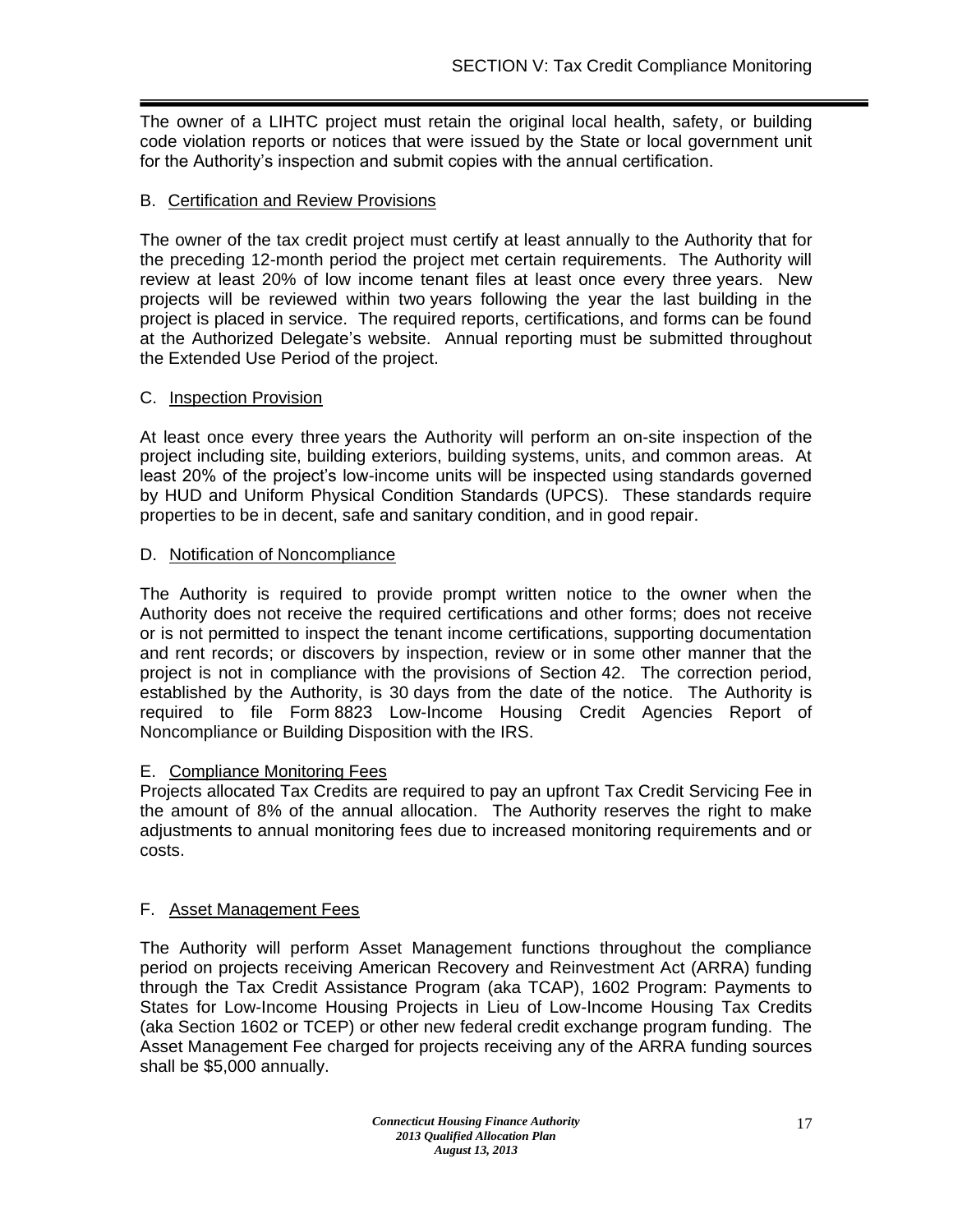The owner of a LIHTC project must retain the original local health, safety, or building code violation reports or notices that were issued by the State or local government unit for the Authority's inspection and submit copies with the annual certification.

B. <u>Certification and Review Provisions</u>

The owner of the tax credit project must certify at least annually to the Authority that for the preceding 12-month period the project met certain requirements. The Authority will review at least 20% of low income tenant files at least once every three years. New projects will be reviewed within two years following the year the last building in the project is placed in service. The required reports, certifications, and forms can be found at the Authorized Delegate's website. Annual reporting must be submitted throughout the Extended Use Period of the project.

C. <u>Inspection Provision</u>

At least once every three years the Authority will perform an on-site inspection of the project including site, building exteriors, building systems, units, and common areas. At least 20% of the project's low-income units will be inspected using standards governed by HUD and Uniform Physical Condition Standards (UPCS). These standards require properties to be in decent, safe and sanitary condition, and in good repair.

D. <u>Notification of Noncompliance</u>

The Authority is required to provide prompt written notice to the owner when the Authority does not receive the required certifications and other forms; does not receive or is not permitted to inspect the tenant income certifications, supporting documentation and rent records; or discovers by inspection, review or in some other manner that the project is not in compliance with the provisions of Section 42. The correction period, established by the Authority, is 30 days from the date of the notice. The Authority is required to file Form 8823 Low-Income Housing Credit Agencies Report of Noncompliance or Building Disposition with the IRS.

E. <u>Compliance Monitoring Fees</u>

Projects allocated Tax Credits are required to pay an upfront Tax Credit Servicing Fee in the amount of 8% of the annual allocation. The Authority reserves the right to make adjustments to annual monitoring fees due to increased monitoring requirements and or costs.

F. <u>Asset Management Fees</u>

The Authority will perform Asset Management functions throughout the compliance period on projects receiving American Recovery and Reinvestment Act (ARRA) funding through the Tax Credit Assistance Program (aka TCAP), 1602 Program: Payments to States for Low-Income Housing Projects in Lieu of Low-Income Housing Tax Credits (aka Section 1602 or TCEP) or other new federal credit exchange program funding. The Asset Management Fee charged for projects receiving any of the ARRA funding sources shall be $5,000 annually.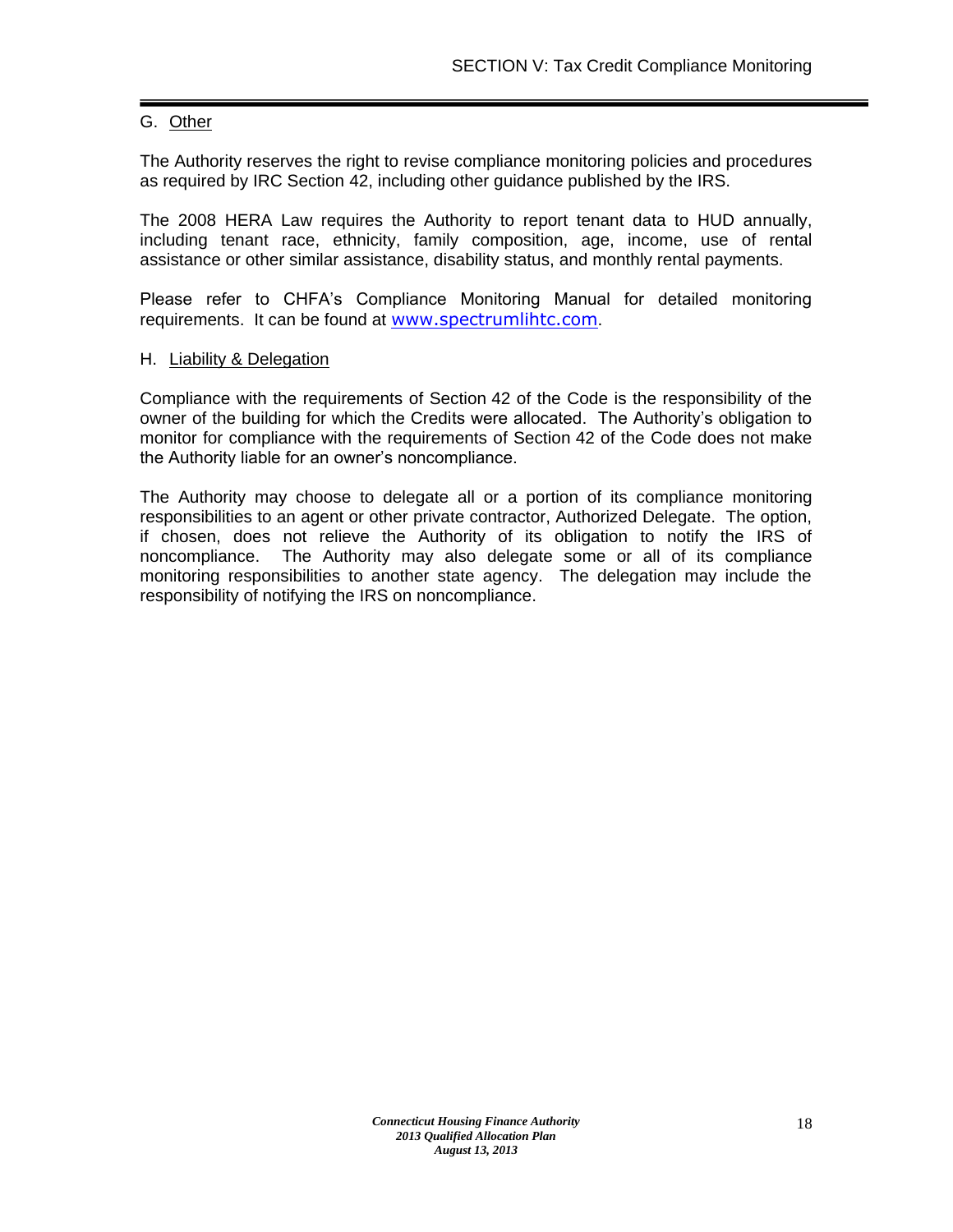## G. Other

The Authority reserves the right to revise compliance monitoring policies and procedures as required by IRC Section 42, including other guidance published by the IRS.

The 2008 HERA Law requires the Authority to report tenant data to HUD annually, including tenant race, ethnicity, family composition, age, income, use of rental assistance or other similar assistance, disability status, and monthly rental payments.

Please refer to CHFA's Compliance Monitoring Manual for detailed monitoring requirements. It can be found at www.spectrumlihtc.com.

## H. Liability & Delegation

Compliance with the requirements of Section 42 of the Code is the responsibility of the owner of the building for which the Credits were allocated. The Authority's obligation to monitor for compliance with the requirements of Section 42 of the Code does not make the Authority liable for an owner's noncompliance.

The Authority may choose to delegate all or a portion of its compliance monitoring responsibilities to an agent or other private contractor, Authorized Delegate. The option, if chosen, does not relieve the Authority of its obligation to notify the IRS of noncompliance. The Authority may also delegate some or all of its compliance monitoring responsibilities to another state agency. The delegation may include the responsibility of notifying the IRS on noncompliance.